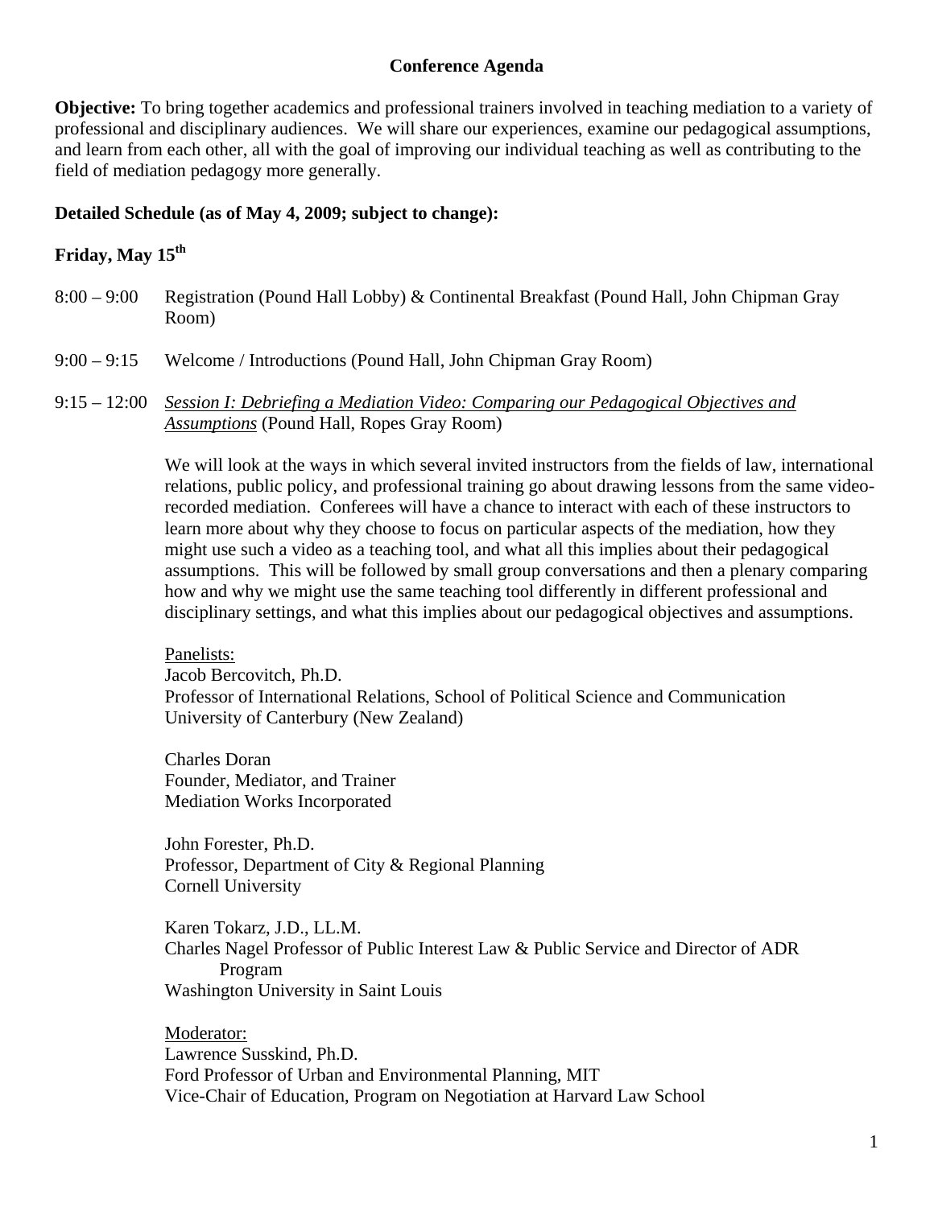# Conference Agenda

**Objective:** To bring together academics and professional trainers involved in teaching mediation to a variety of professional and disciplinary audiences. We will share our experiences, examine our pedagogical assumptions, and learn from each other, all with the goal of improving our individual teaching as well as contributing to the field of mediation pedagogy more generally.

**Detailed Schedule (as of May 4, 2009; subject to change):**

## Friday, May 15th

8:00 – 9:00 Registration (Pound Hall Lobby) & Continental Breakfast (Pound Hall, John Chipman Gray Room)

9:00 – 9:15 Welcome / Introductions (Pound Hall, John Chipman Gray Room)

9:15 – 12:00 *Session I: Debriefing a Mediation Video: Comparing our Pedagogical Objectives and Assumptions* (Pound Hall, Ropes Gray Room)

We will look at the ways in which several invited instructors from the fields of law, international relations, public policy, and professional training go about drawing lessons from the same video-recorded mediation. Conferees will have a chance to interact with each of these instructors to learn more about why they choose to focus on particular aspects of the mediation, how they might use such a video as a teaching tool, and what all this implies about their pedagogical assumptions. This will be followed by small group conversations and then a plenary comparing how and why we might use the same teaching tool differently in different professional and disciplinary settings, and what this implies about our pedagogical objectives and assumptions.

Panelists:

Jacob Bercovitch, Ph.D.
Professor of International Relations, School of Political Science and Communication
University of Canterbury (New Zealand)

Charles Doran
Founder, Mediator, and Trainer
Mediation Works Incorporated

John Forester, Ph.D.
Professor, Department of City & Regional Planning
Cornell University

Karen Tokarz, J.D., LL.M.
Charles Nagel Professor of Public Interest Law & Public Service and Director of ADR Program
Washington University in Saint Louis

Moderator:

Lawrence Susskind, Ph.D.
Ford Professor of Urban and Environmental Planning, MIT
Vice-Chair of Education, Program on Negotiation at Harvard Law School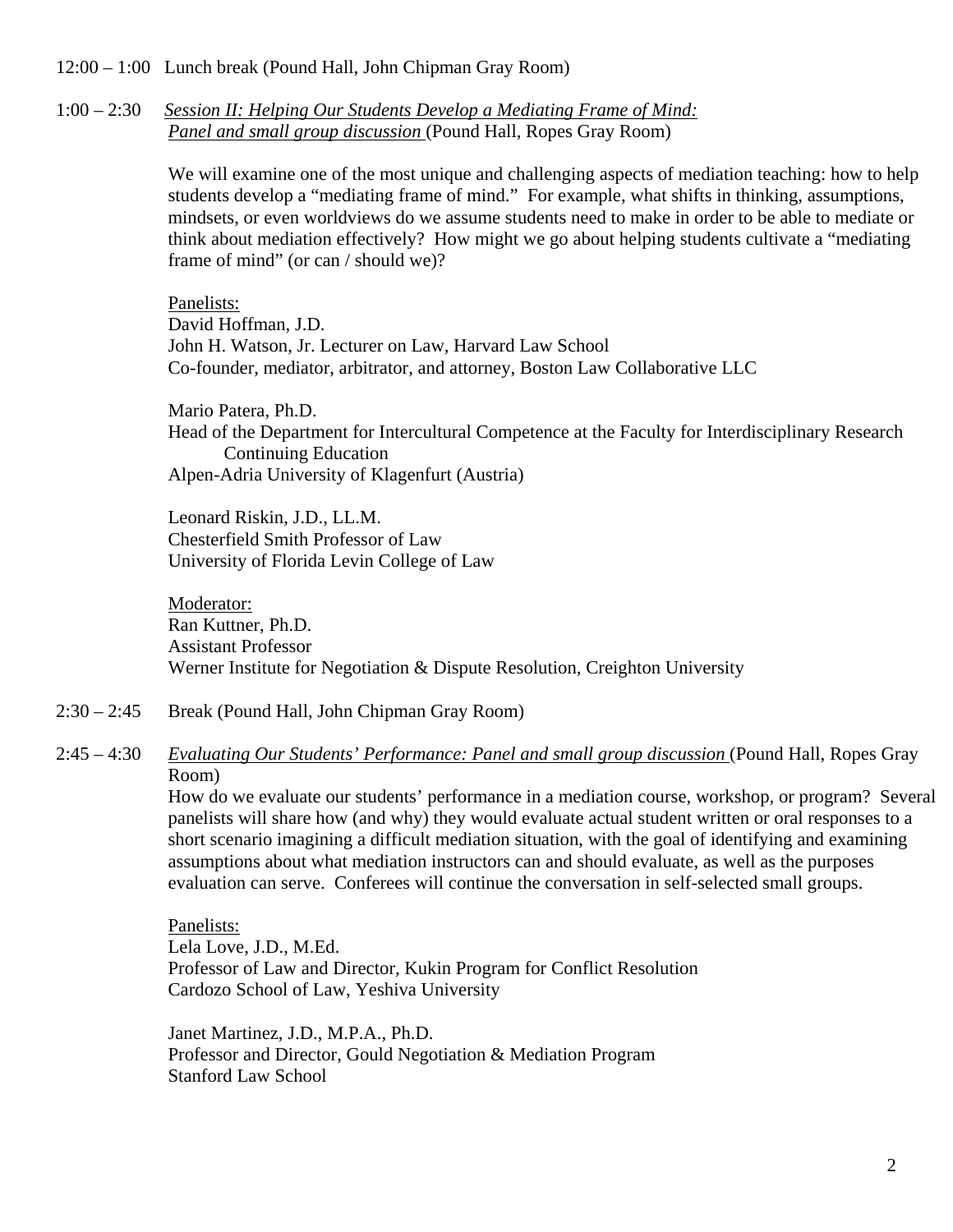12:00 – 1:00 Lunch break (Pound Hall, John Chipman Gray Room)

1:00 – 2:30 *Session II: Helping Our Students Develop a Mediating Frame of Mind: Panel and small group discussion* (Pound Hall, Ropes Gray Room)

We will examine one of the most unique and challenging aspects of mediation teaching: how to help students develop a "mediating frame of mind." For example, what shifts in thinking, assumptions, mindsets, or even worldviews do we assume students need to make in order to be able to mediate or think about mediation effectively? How might we go about helping students cultivate a "mediating frame of mind" (or can / should we)?

Panelists:

David Hoffman, J.D.
John H. Watson, Jr. Lecturer on Law, Harvard Law School
Co-founder, mediator, arbitrator, and attorney, Boston Law Collaborative LLC

Mario Patera, Ph.D.
Head of the Department for Intercultural Competence at the Faculty for Interdisciplinary Research Continuing Education
Alpen-Adria University of Klagenfurt (Austria)

Leonard Riskin, J.D., LL.M.
Chesterfield Smith Professor of Law
University of Florida Levin College of Law

Moderator:

Ran Kuttner, Ph.D.
Assistant Professor
Werner Institute for Negotiation & Dispute Resolution, Creighton University

2:30 – 2:45 Break (Pound Hall, John Chipman Gray Room)

2:45 – 4:30 *Evaluating Our Students' Performance: Panel and small group discussion* (Pound Hall, Ropes Gray Room)

How do we evaluate our students' performance in a mediation course, workshop, or program? Several panelists will share how (and why) they would evaluate actual student written or oral responses to a short scenario imagining a difficult mediation situation, with the goal of identifying and examining assumptions about what mediation instructors can and should evaluate, as well as the purposes evaluation can serve. Conferees will continue the conversation in self-selected small groups.

Panelists:

Lela Love, J.D., M.Ed.
Professor of Law and Director, Kukin Program for Conflict Resolution
Cardozo School of Law, Yeshiva University

Janet Martinez, J.D., M.P.A., Ph.D.
Professor and Director, Gould Negotiation & Mediation Program
Stanford Law School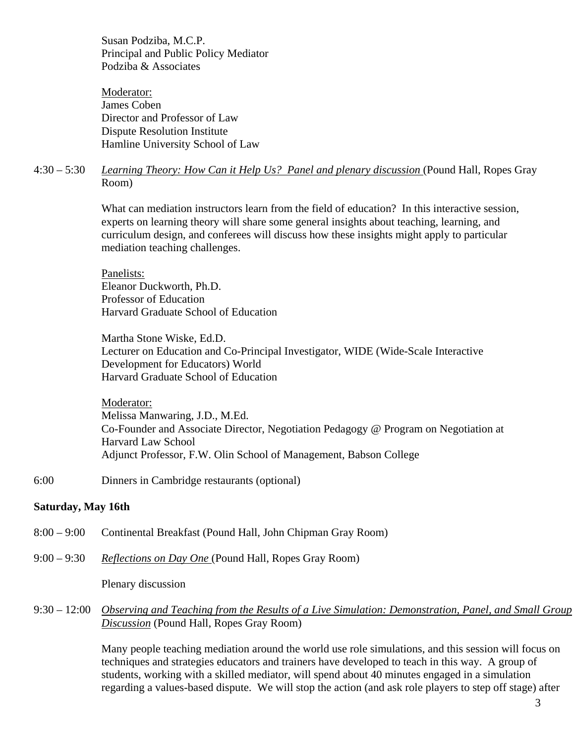Susan Podziba, M.C.P.
Principal and Public Policy Mediator
Podziba & Associates

Moderator:
James Coben
Director and Professor of Law
Dispute Resolution Institute
Hamline University School of Law

4:30 – 5:30 *Learning Theory: How Can it Help Us? Panel and plenary discussion* (Pound Hall, Ropes Gray Room)

What can mediation instructors learn from the field of education? In this interactive session, experts on learning theory will share some general insights about teaching, learning, and curriculum design, and conferees will discuss how these insights might apply to particular mediation teaching challenges.

Panelists:
Eleanor Duckworth, Ph.D.
Professor of Education
Harvard Graduate School of Education

Martha Stone Wiske, Ed.D.
Lecturer on Education and Co-Principal Investigator, WIDE (Wide-Scale Interactive Development for Educators) World
Harvard Graduate School of Education

Moderator:
Melissa Manwaring, J.D., M.Ed.
Co-Founder and Associate Director, Negotiation Pedagogy @ Program on Negotiation at Harvard Law School
Adjunct Professor, F.W. Olin School of Management, Babson College

6:00 Dinners in Cambridge restaurants (optional)

**Saturday, May 16th**

8:00 – 9:00 Continental Breakfast (Pound Hall, John Chipman Gray Room)

9:00 – 9:30 *Reflections on Day One* (Pound Hall, Ropes Gray Room)

Plenary discussion

9:30 – 12:00 *Observing and Teaching from the Results of a Live Simulation: Demonstration, Panel, and Small Group Discussion* (Pound Hall, Ropes Gray Room)

Many people teaching mediation around the world use role simulations, and this session will focus on techniques and strategies educators and trainers have developed to teach in this way. A group of students, working with a skilled mediator, will spend about 40 minutes engaged in a simulation regarding a values-based dispute. We will stop the action (and ask role players to step off stage) after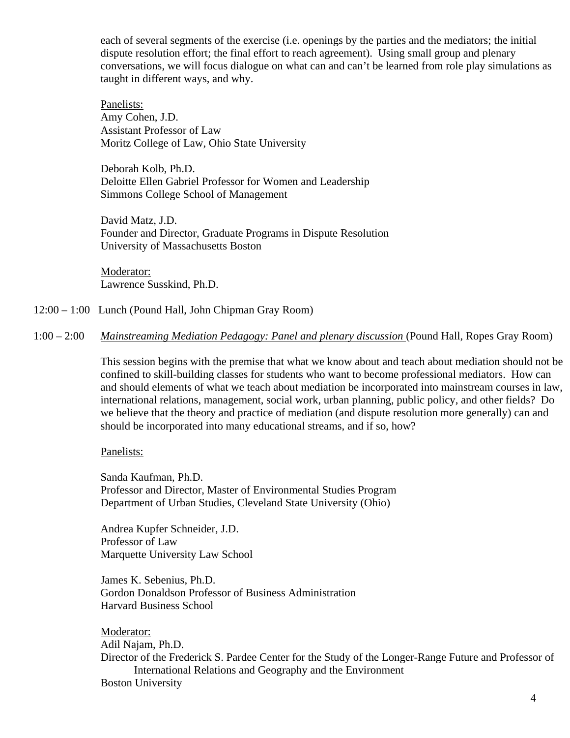each of several segments of the exercise (i.e. openings by the parties and the mediators; the initial dispute resolution effort; the final effort to reach agreement). Using small group and plenary conversations, we will focus dialogue on what can and can't be learned from role play simulations as taught in different ways, and why.

Panelists:
Amy Cohen, J.D.
Assistant Professor of Law
Moritz College of Law, Ohio State University

Deborah Kolb, Ph.D.
Deloitte Ellen Gabriel Professor for Women and Leadership
Simmons College School of Management

David Matz, J.D.
Founder and Director, Graduate Programs in Dispute Resolution
University of Massachusetts Boston

Moderator:
Lawrence Susskind, Ph.D.

12:00 – 1:00 Lunch (Pound Hall, John Chipman Gray Room)

1:00 – 2:00 *Mainstreaming Mediation Pedagogy: Panel and plenary discussion* (Pound Hall, Ropes Gray Room)

This session begins with the premise that what we know about and teach about mediation should not be confined to skill-building classes for students who want to become professional mediators. How can and should elements of what we teach about mediation be incorporated into mainstream courses in law, international relations, management, social work, urban planning, public policy, and other fields? Do we believe that the theory and practice of mediation (and dispute resolution more generally) can and should be incorporated into many educational streams, and if so, how?

Panelists:

Sanda Kaufman, Ph.D.
Professor and Director, Master of Environmental Studies Program
Department of Urban Studies, Cleveland State University (Ohio)

Andrea Kupfer Schneider, J.D.
Professor of Law
Marquette University Law School

James K. Sebenius, Ph.D.
Gordon Donaldson Professor of Business Administration
Harvard Business School

Moderator:
Adil Najam, Ph.D.
Director of the Frederick S. Pardee Center for the Study of the Longer-Range Future and Professor of International Relations and Geography and the Environment
Boston University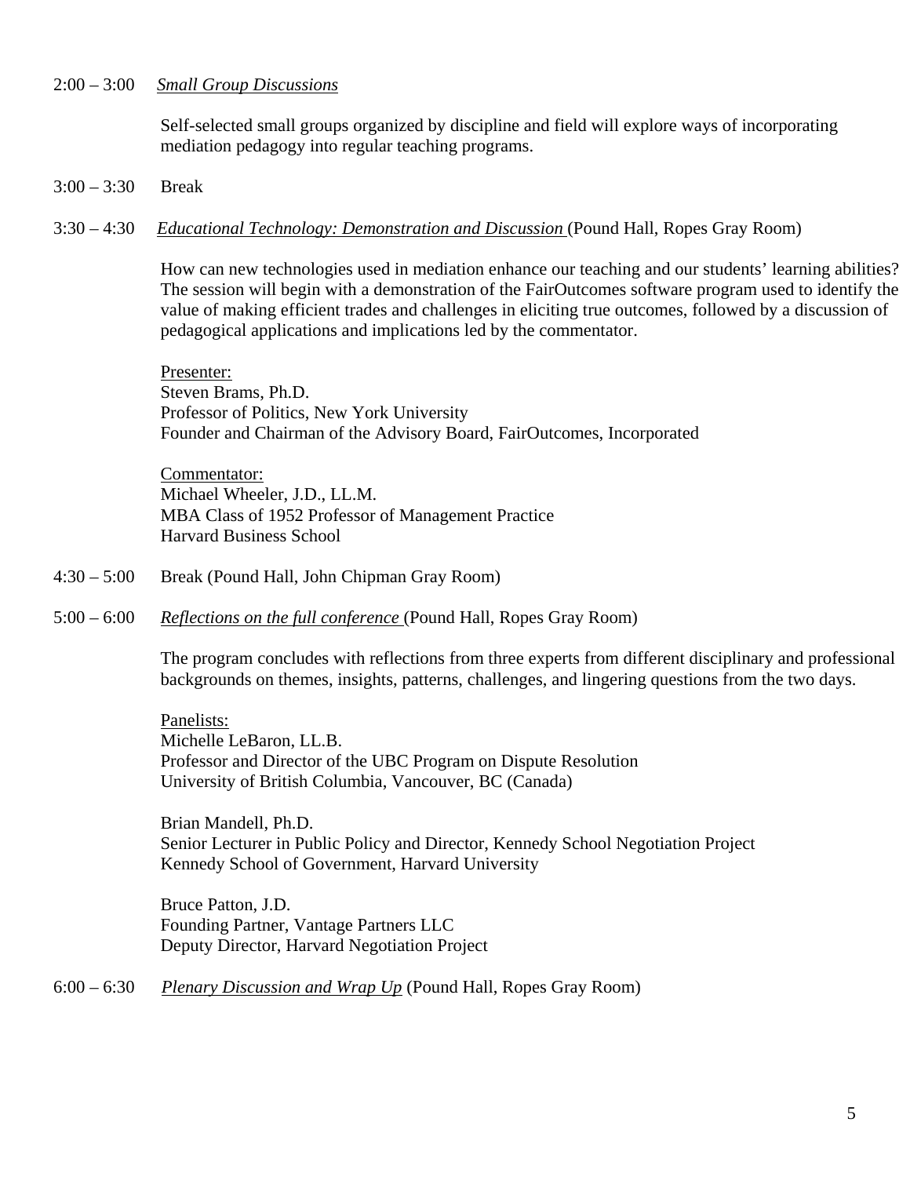2:00 – 3:00 *Small Group Discussions*

Self-selected small groups organized by discipline and field will explore ways of incorporating mediation pedagogy into regular teaching programs.

3:00 – 3:30 Break

3:30 – 4:30 *Educational Technology: Demonstration and Discussion* (Pound Hall, Ropes Gray Room)

How can new technologies used in mediation enhance our teaching and our students' learning abilities? The session will begin with a demonstration of the FairOutcomes software program used to identify the value of making efficient trades and challenges in eliciting true outcomes, followed by a discussion of pedagogical applications and implications led by the commentator.

Presenter:
Steven Brams, Ph.D.
Professor of Politics, New York University
Founder and Chairman of the Advisory Board, FairOutcomes, Incorporated

Commentator:
Michael Wheeler, J.D., LL.M.
MBA Class of 1952 Professor of Management Practice
Harvard Business School

4:30 – 5:00 Break (Pound Hall, John Chipman Gray Room)

5:00 – 6:00 *Reflections on the full conference* (Pound Hall, Ropes Gray Room)

The program concludes with reflections from three experts from different disciplinary and professional backgrounds on themes, insights, patterns, challenges, and lingering questions from the two days.

Panelists:
Michelle LeBaron, LL.B.
Professor and Director of the UBC Program on Dispute Resolution
University of British Columbia, Vancouver, BC (Canada)

Brian Mandell, Ph.D.
Senior Lecturer in Public Policy and Director, Kennedy School Negotiation Project
Kennedy School of Government, Harvard University

Bruce Patton, J.D.
Founding Partner, Vantage Partners LLC
Deputy Director, Harvard Negotiation Project

6:00 – 6:30 *Plenary Discussion and Wrap Up* (Pound Hall, Ropes Gray Room)